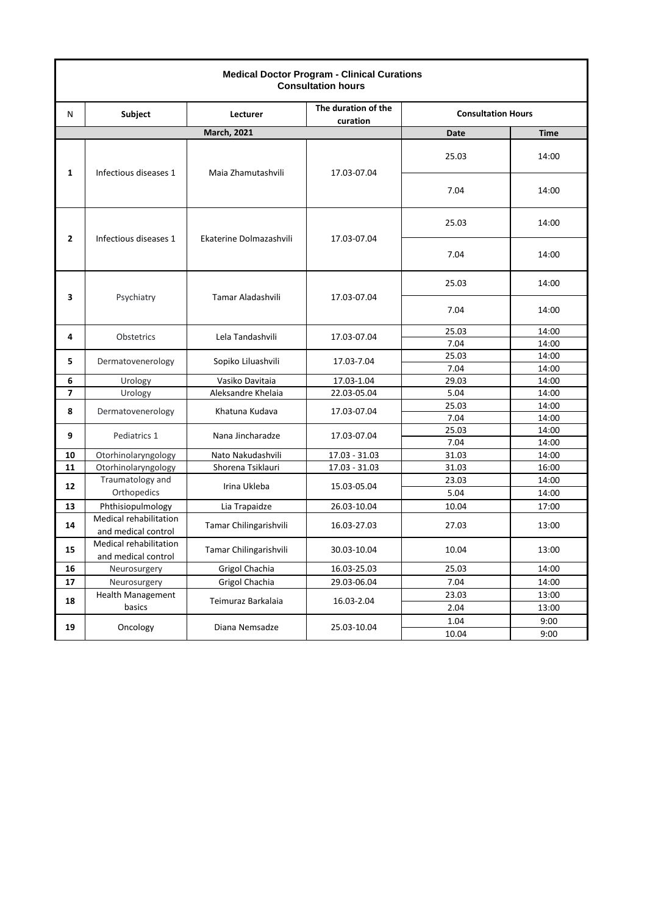**Medical Doctor Program - Clinical Curations**
**Consultation hours**

| N | Subject | Lecturer | The duration of the curation | Consultation Hours | |
|---|---|---|---|---|---|
| | **March, 2021** | | | **Date** | **Time** |
| **1** | Infectious diseases 1 | Maia Zhamutashvili | 17.03-07.04 | 25.03 | 14:00 |
| | | | | 7.04 | 14:00 |
| **2** | Infectious diseases 1 | Ekaterine Dolmazashvili | 17.03-07.04 | 25.03 | 14:00 |
| | | | | 7.04 | 14:00 |
| **3** | Psychiatry | Tamar Aladashvili | 17.03-07.04 | 25.03 | 14:00 |
| | | | | 7.04 | 14:00 |
| **4** | Obstetrics | Lela Tandashvili | 17.03-07.04 | 25.03 | 14:00 |
| | | | | 7.04 | 14:00 |
| **5** | Dermatovenerology | Sopiko Liluashvili | 17.03-7.04 | 25.03 | 14:00 |
| | | | | 7.04 | 14:00 |
| **6** | Urology | Vasiko Davitaia | 17.03-1.04 | 29.03 | 14:00 |
| **7** | Urology | Aleksandre Khelaia | 22.03-05.04 | 5.04 | 14:00 |
| **8** | Dermatovenerology | Khatuna Kudava | 17.03-07.04 | 25.03 | 14:00 |
| | | | | 7.04 | 14:00 |
| **9** | Pediatrics 1 | Nana Jincharadze | 17.03-07.04 | 25.03 | 14:00 |
| | | | | 7.04 | 14:00 |
| **10** | Otorhinolaryngology | Nato Nakudashvili | 17.03 - 31.03 | 31.03 | 14:00 |
| **11** | Otorhinolaryngology | Shorena Tsiklauri | 17.03 - 31.03 | 31.03 | 16:00 |
| **12** | Traumatology and Orthopedics | Irina Ukleba | 15.03-05.04 | 23.03 | 14:00 |
| | | | | 5.04 | 14:00 |
| **13** | Phthisiopulmology | Lia Trapaidze | 26.03-10.04 | 10.04 | 17:00 |
| **14** | Medical rehabilitation and medical control | Tamar Chilingarishvili | 16.03-27.03 | 27.03 | 13:00 |
| **15** | Medical rehabilitation and medical control | Tamar Chilingarishvili | 30.03-10.04 | 10.04 | 13:00 |
| **16** | Neurosurgery | Grigol Chachia | 16.03-25.03 | 25.03 | 14:00 |
| **17** | Neurosurgery | Grigol Chachia | 29.03-06.04 | 7.04 | 14:00 |
| **18** | Health Management basics | Teimuraz Barkalaia | 16.03-2.04 | 23.03 | 13:00 |
| | | | | 2.04 | 13:00 |
| **19** | Oncology | Diana Nemsadze | 25.03-10.04 | 1.04 | 9:00 |
| | | | | 10.04 | 9:00 |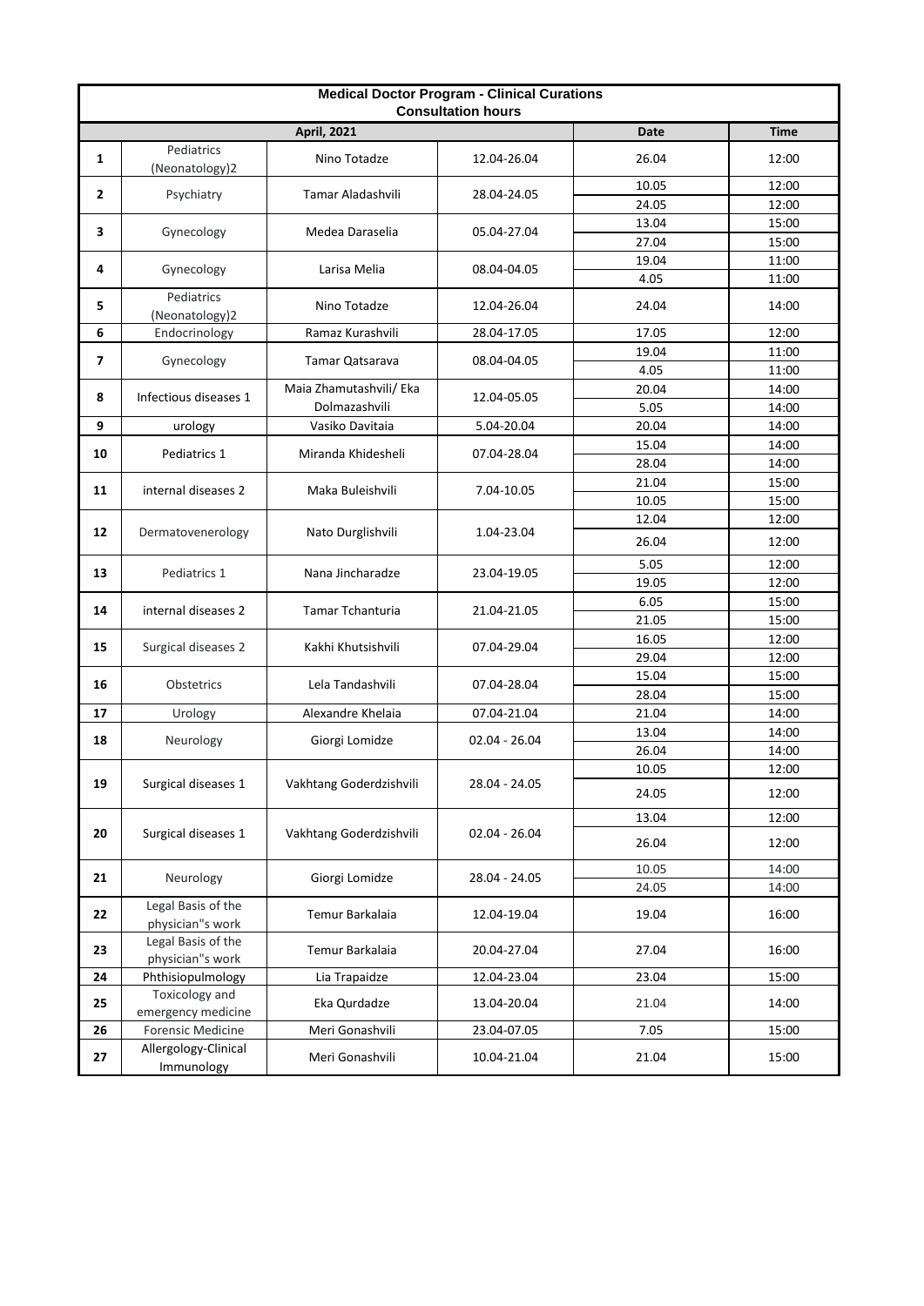**Medical Doctor Program - Clinical Curations**

**Consultation hours**

| | April, 2021 | | | Date | Time |
|---|---|---|---|---|---|
| **1** | Pediatrics (Neonatology)2 | Nino Totadze | 12.04-26.04 | 26.04 | 12:00 |
| **2** | Psychiatry | Tamar Aladashvili | 28.04-24.05 | 10.05 | 12:00 |
| | | | | 24.05 | 12:00 |
| **3** | Gynecology | Medea Daraselia | 05.04-27.04 | 13.04 | 15:00 |
| | | | | 27.04 | 15:00 |
| **4** | Gynecology | Larisa Melia | 08.04-04.05 | 19.04 | 11:00 |
| | | | | 4.05 | 11:00 |
| **5** | Pediatrics (Neonatology)2 | Nino Totadze | 12.04-26.04 | 24.04 | 14:00 |
| **6** | Endocrinology | Ramaz Kurashvili | 28.04-17.05 | 17.05 | 12:00 |
| **7** | Gynecology | Tamar Qatsarava | 08.04-04.05 | 19.04 | 11:00 |
| | | | | 4.05 | 11:00 |
| **8** | Infectious diseases 1 | Maia Zhamutashvili/ Eka Dolmazashvili | 12.04-05.05 | 20.04 | 14:00 |
| | | | | 5.05 | 14:00 |
| **9** | urology | Vasiko Davitaia | 5.04-20.04 | 20.04 | 14:00 |
| **10** | Pediatrics 1 | Miranda Khidesheli | 07.04-28.04 | 15.04 | 14:00 |
| | | | | 28.04 | 14:00 |
| **11** | internal diseases 2 | Maka Buleishvili | 7.04-10.05 | 21.04 | 15:00 |
| | | | | 10.05 | 15:00 |
| **12** | Dermatovenerology | Nato Durglishvili | 1.04-23.04 | 12.04 | 12:00 |
| | | | | 26.04 | 12:00 |
| **13** | Pediatrics 1 | Nana Jincharadze | 23.04-19.05 | 5.05 | 12:00 |
| | | | | 19.05 | 12:00 |
| **14** | internal diseases 2 | Tamar Tchanturia | 21.04-21.05 | 6.05 | 15:00 |
| | | | | 21.05 | 15:00 |
| **15** | Surgical diseases 2 | Kakhi Khutsishvili | 07.04-29.04 | 16.05 | 12:00 |
| | | | | 29.04 | 12:00 |
| **16** | Obstetrics | Lela Tandashvili | 07.04-28.04 | 15.04 | 15:00 |
| | | | | 28.04 | 15:00 |
| **17** | Urology | Alexandre Khelaia | 07.04-21.04 | 21.04 | 14:00 |
| **18** | Neurology | Giorgi Lomidze | 02.04 - 26.04 | 13.04 | 14:00 |
| | | | | 26.04 | 14:00 |
| **19** | Surgical diseases 1 | Vakhtang Goderdzishvili | 28.04 - 24.05 | 10.05 | 12:00 |
| | | | | 24.05 | 12:00 |
| **20** | Surgical diseases 1 | Vakhtang Goderdzishvili | 02.04 - 26.04 | 13.04 | 12:00 |
| | | | | 26.04 | 12:00 |
| **21** | Neurology | Giorgi Lomidze | 28.04 - 24.05 | 10.05 | 14:00 |
| | | | | 24.05 | 14:00 |
| **22** | Legal Basis of the physician"s work | Temur Barkalaia | 12.04-19.04 | 19.04 | 16:00 |
| **23** | Legal Basis of the physician"s work | Temur Barkalaia | 20.04-27.04 | 27.04 | 16:00 |
| **24** | Phthisiopulmology | Lia Trapaidze | 12.04-23.04 | 23.04 | 15:00 |
| **25** | Toxicology and emergency medicine | Eka Qurdadze | 13.04-20.04 | 21.04 | 14:00 |
| **26** | Forensic Medicine | Meri Gonashvili | 23.04-07.05 | 7.05 | 15:00 |
| **27** | Allergology-Clinical Immunology | Meri Gonashvili | 10.04-21.04 | 21.04 | 15:00 |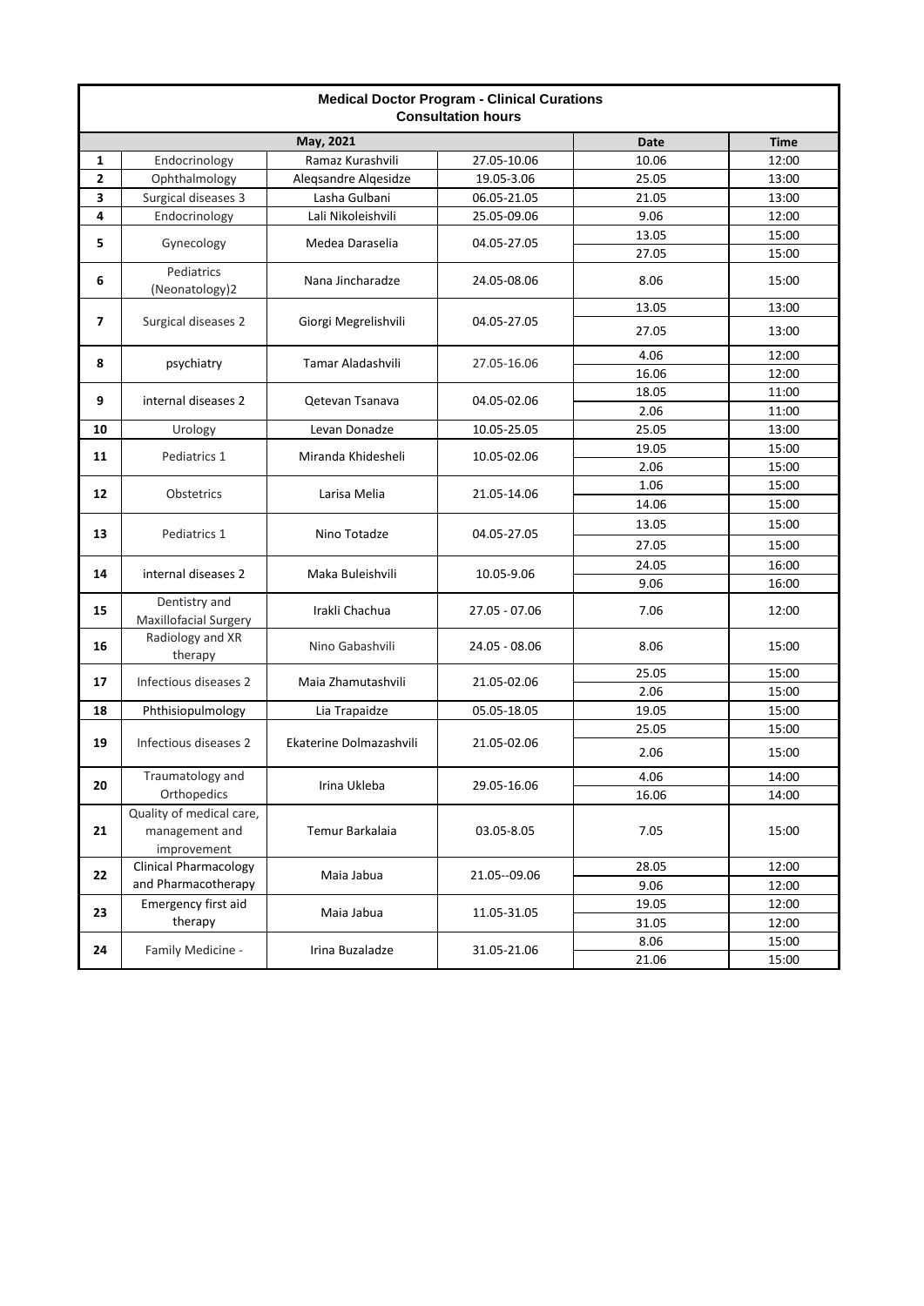**Medical Doctor Program - Clinical Curations**
**Consultation hours**

| May, 2021 | | | | Date | Time |
|---|---|---|---|---|---|
| **1** | Endocrinology | Ramaz Kurashvili | 27.05-10.06 | 10.06 | 12:00 |
| **2** | Ophthalmology | Aleqsandre Alqesidze | 19.05-3.06 | 25.05 | 13:00 |
| **3** | Surgical diseases 3 | Lasha Gulbani | 06.05-21.05 | 21.05 | 13:00 |
| **4** | Endocrinology | Lali Nikoleishvili | 25.05-09.06 | 9.06 | 12:00 |
| **5** | Gynecology | Medea Daraselia | 04.05-27.05 | 13.05 | 15:00 |
| | | | | 27.05 | 15:00 |
| **6** | Pediatrics (Neonatology)2 | Nana Jincharadze | 24.05-08.06 | 8.06 | 15:00 |
| **7** | Surgical diseases 2 | Giorgi Megrelishvili | 04.05-27.05 | 13.05 | 13:00 |
| | | | | 27.05 | 13:00 |
| **8** | psychiatry | Tamar Aladashvili | 27.05-16.06 | 4.06 | 12:00 |
| | | | | 16.06 | 12:00 |
| **9** | internal diseases 2 | Qetevan Tsanava | 04.05-02.06 | 18.05 | 11:00 |
| | | | | 2.06 | 11:00 |
| **10** | Urology | Levan Donadze | 10.05-25.05 | 25.05 | 13:00 |
| **11** | Pediatrics 1 | Miranda Khidesheli | 10.05-02.06 | 19.05 | 15:00 |
| | | | | 2.06 | 15:00 |
| **12** | Obstetrics | Larisa Melia | 21.05-14.06 | 1.06 | 15:00 |
| | | | | 14.06 | 15:00 |
| **13** | Pediatrics 1 | Nino Totadze | 04.05-27.05 | 13.05 | 15:00 |
| | | | | 27.05 | 15:00 |
| **14** | internal diseases 2 | Maka Buleishvili | 10.05-9.06 | 24.05 | 16:00 |
| | | | | 9.06 | 16:00 |
| **15** | Dentistry and Maxillofacial Surgery | Irakli Chachua | 27.05 - 07.06 | 7.06 | 12:00 |
| **16** | Radiology and XR therapy | Nino Gabashvili | 24.05 - 08.06 | 8.06 | 15:00 |
| **17** | Infectious diseases 2 | Maia Zhamutashvili | 21.05-02.06 | 25.05 | 15:00 |
| | | | | 2.06 | 15:00 |
| **18** | Phthisiopulmology | Lia Trapaidze | 05.05-18.05 | 19.05 | 15:00 |
| **19** | Infectious diseases 2 | Ekaterine Dolmazashvili | 21.05-02.06 | 25.05 | 15:00 |
| | | | | 2.06 | 15:00 |
| **20** | Traumatology and Orthopedics | Irina Ukleba | 29.05-16.06 | 4.06 | 14:00 |
| | | | | 16.06 | 14:00 |
| **21** | Quality of medical care, management and improvement | Temur Barkalaia | 03.05-8.05 | 7.05 | 15:00 |
| **22** | Clinical Pharmacology and Pharmacotherapy | Maia Jabua | 21.05--09.06 | 28.05 | 12:00 |
| | | | | 9.06 | 12:00 |
| **23** | Emergency first aid therapy | Maia Jabua | 11.05-31.05 | 19.05 | 12:00 |
| | | | | 31.05 | 12:00 |
| **24** | Family Medicine - | Irina Buzaladze | 31.05-21.06 | 8.06 | 15:00 |
| | | | | 21.06 | 15:00 |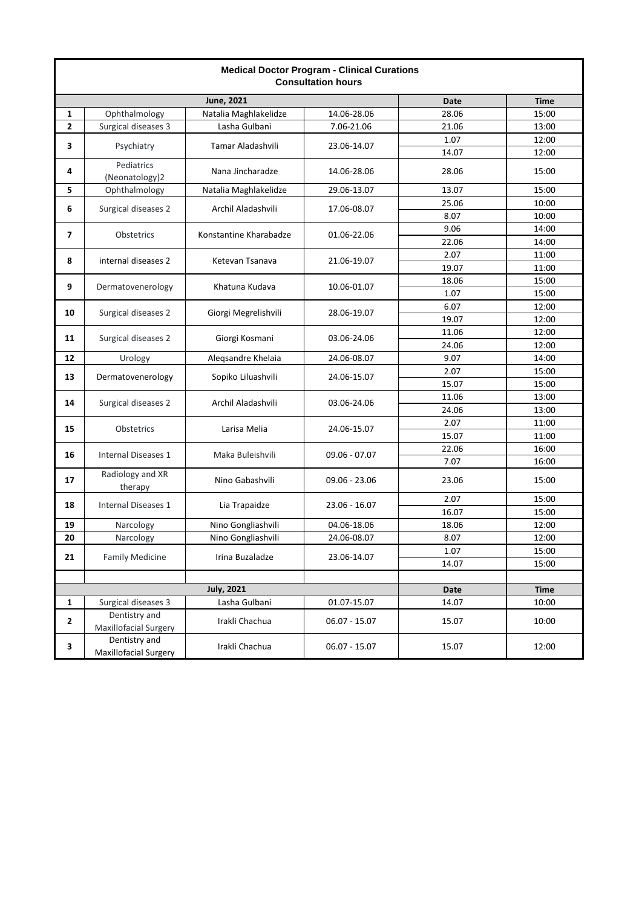**Medical Doctor Program - Clinical Curations**
**Consultation hours**

| | June, 2021 | | | Date | Time |
|---|---|---|---|---|---|
| 1 | Ophthalmology | Natalia Maghlakelidze | 14.06-28.06 | 28.06 | 15:00 |
| 2 | Surgical diseases 3 | Lasha Gulbani | 7.06-21.06 | 21.06 | 13:00 |
| 3 | Psychiatry | Tamar Aladashvili | 23.06-14.07 | 1.07 | 12:00 |
| | | | | 14.07 | 12:00 |
| 4 | Pediatrics (Neonatology)2 | Nana Jincharadze | 14.06-28.06 | 28.06 | 15:00 |
| 5 | Ophthalmology | Natalia Maghlakelidze | 29.06-13.07 | 13.07 | 15:00 |
| 6 | Surgical diseases 2 | Archil Aladashvili | 17.06-08.07 | 25.06 | 10:00 |
| | | | | 8.07 | 10:00 |
| 7 | Obstetrics | Konstantine Kharabadze | 01.06-22.06 | 9.06 | 14:00 |
| | | | | 22.06 | 14:00 |
| 8 | internal diseases 2 | Ketevan Tsanava | 21.06-19.07 | 2.07 | 11:00 |
| | | | | 19.07 | 11:00 |
| 9 | Dermatovenerology | Khatuna Kudava | 10.06-01.07 | 18.06 | 15:00 |
| | | | | 1.07 | 15:00 |
| 10 | Surgical diseases 2 | Giorgi Megrelishvili | 28.06-19.07 | 6.07 | 12:00 |
| | | | | 19.07 | 12:00 |
| 11 | Surgical diseases 2 | Giorgi Kosmani | 03.06-24.06 | 11.06 | 12:00 |
| | | | | 24.06 | 12:00 |
| 12 | Urology | Aleqsandre Khelaia | 24.06-08.07 | 9.07 | 14:00 |
| 13 | Dermatovenerology | Sopiko Liluashvili | 24.06-15.07 | 2.07 | 15:00 |
| | | | | 15.07 | 15:00 |
| 14 | Surgical diseases 2 | Archil Aladashvili | 03.06-24.06 | 11.06 | 13:00 |
| | | | | 24.06 | 13:00 |
| 15 | Obstetrics | Larisa Melia | 24.06-15.07 | 2.07 | 11:00 |
| | | | | 15.07 | 11:00 |
| 16 | Internal Diseases 1 | Maka Buleishvili | 09.06 - 07.07 | 22.06 | 16:00 |
| | | | | 7.07 | 16:00 |
| 17 | Radiology and XR therapy | Nino Gabashvili | 09.06 - 23.06 | 23.06 | 15:00 |
| 18 | Internal Diseases 1 | Lia Trapaidze | 23.06 - 16.07 | 2.07 | 15:00 |
| | | | | 16.07 | 15:00 |
| 19 | Narcology | Nino Gongliashvili | 04.06-18.06 | 18.06 | 12:00 |
| 20 | Narcology | Nino Gongliashvili | 24.06-08.07 | 8.07 | 12:00 |
| 21 | Family Medicine | Irina Buzaladze | 23.06-14.07 | 1.07 | 15:00 |
| | | | | 14.07 | 15:00 |
| | | | | | |
| | July, 2021 | | | Date | Time |
| 1 | Surgical diseases 3 | Lasha Gulbani | 01.07-15.07 | 14.07 | 10:00 |
| 2 | Dentistry and Maxillofacial Surgery | Irakli Chachua | 06.07 - 15.07 | 15.07 | 10:00 |
| 3 | Dentistry and Maxillofacial Surgery | Irakli Chachua | 06.07 - 15.07 | 15.07 | 12:00 |